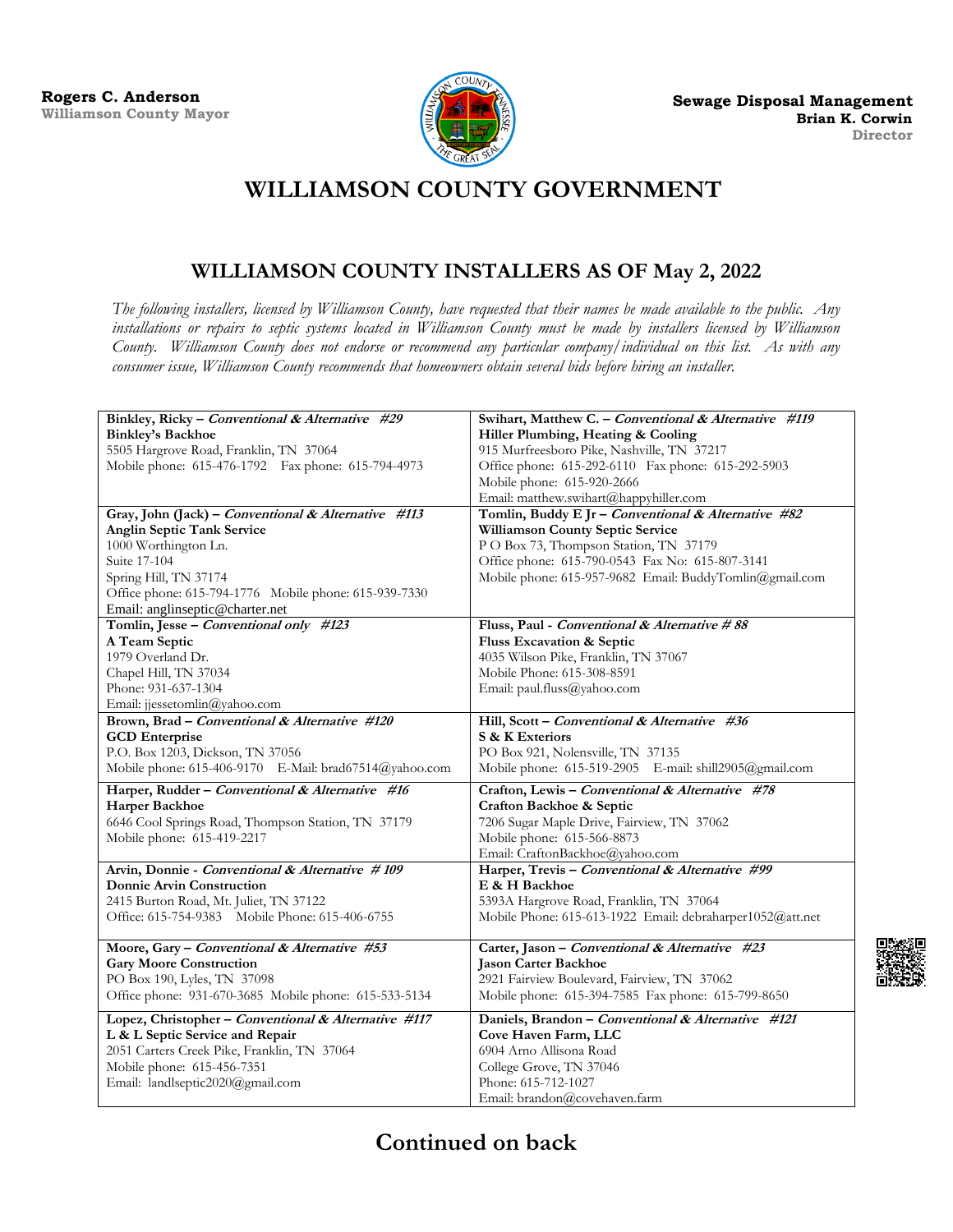**Rogers C. Anderson**
**Williamson County Mayor**

**Sewage Disposal Management**
**Brian K. Corwin**
**Director**

# WILLIAMSON COUNTY GOVERNMENT

## WILLIAMSON COUNTY INSTALLERS AS OF May 2, 2022

*The following installers, licensed by Williamson County, have requested that their names be made available to the public. Any installations or repairs to septic systems located in Williamson County must be made by installers licensed by Williamson County. Williamson County does not endorse or recommend any particular company/individual on this list. As with any consumer issue, Williamson County recommends that homeowners obtain several bids before hiring an installer.*

| | |
|---|---|
| **Binkley, Ricky – *Conventional & Alternative #29***<br>**Binkley's Backhoe**<br>5505 Hargrove Road, Franklin, TN 37064<br>Mobile phone: 615-476-1792 Fax phone: 615-794-4973 | **Swihart, Matthew C. – *Conventional & Alternative #119***<br>**Hiller Plumbing, Heating & Cooling**<br>915 Murfreesboro Pike, Nashville, TN 37217<br>Office phone: 615-292-6110 Fax phone: 615-292-5903<br>Mobile phone: 615-920-2666<br>Email: matthew.swihart@happyhiller.com |
| **Gray, John (Jack) – *Conventional & Alternative #113***<br>**Anglin Septic Tank Service**<br>1000 Worthington Ln.<br>Suite 17-104<br>Spring Hill, TN 37174<br>Office phone: 615-794-1776 Mobile phone: 615-939-7330<br>Email: anglinseptic@charter.net | **Tomlin, Buddy E Jr – *Conventional & Alternative #82***<br>**Williamson County Septic Service**<br>P O Box 73, Thompson Station, TN 37179<br>Office phone: 615-790-0543 Fax No: 615-807-3141<br>Mobile phone: 615-957-9682 Email: BuddyTomlin@gmail.com |
| **Tomlin, Jesse – *Conventional only #123***<br>**A Team Septic**<br>1979 Overland Dr.<br>Chapel Hill, TN 37034<br>Phone: 931-637-1304<br>Email: jjessetomlin@yahoo.com | **Fluss, Paul - *Conventional & Alternative # 88***<br>**Fluss Excavation & Septic**<br>4035 Wilson Pike, Franklin, TN 37067<br>Mobile Phone: 615-308-8591<br>Email: paul.fluss@yahoo.com |
| **Brown, Brad – *Conventional & Alternative #120***<br>**GCD Enterprise**<br>P.O. Box 1203, Dickson, TN 37056<br>Mobile phone: 615-406-9170 E-Mail: brad67514@yahoo.com | **Hill, Scott – *Conventional & Alternative #36***<br>**S & K Exteriors**<br>PO Box 921, Nolensville, TN 37135<br>Mobile phone: 615-519-2905 E-mail: shill2905@gmail.com |
| **Harper, Rudder – *Conventional & Alternative #16***<br>**Harper Backhoe**<br>6646 Cool Springs Road, Thompson Station, TN 37179<br>Mobile phone: 615-419-2217 | **Crafton, Lewis – *Conventional & Alternative #78***<br>**Crafton Backhoe & Septic**<br>7206 Sugar Maple Drive, Fairview, TN 37062<br>Mobile phone: 615-566-8873<br>Email: CraftonBackhoe@yahoo.com |
| **Arvin, Donnie - *Conventional & Alternative # 109***<br>**Donnie Arvin Construction**<br>2415 Burton Road, Mt. Juliet, TN 37122<br>Office: 615-754-9383 Mobile Phone: 615-406-6755 | **Harper, Trevis – *Conventional & Alternative #99***<br>**E & H Backhoe**<br>5393A Hargrove Road, Franklin, TN 37064<br>Mobile Phone: 615-613-1922 Email: debraharper1052@att.net |
| **Moore, Gary – *Conventional & Alternative #53***<br>**Gary Moore Construction**<br>PO Box 190, Lyles, TN 37098<br>Office phone: 931-670-3685 Mobile phone: 615-533-5134 | **Carter, Jason – *Conventional & Alternative #23***<br>**Jason Carter Backhoe**<br>2921 Fairview Boulevard, Fairview, TN 37062<br>Mobile phone: 615-394-7585 Fax phone: 615-799-8650 |
| **Lopez, Christopher – *Conventional & Alternative #117***<br>**L & L Septic Service and Repair**<br>2051 Carters Creek Pike, Franklin, TN 37064<br>Mobile phone: 615-456-7351<br>Email: landlseptic2020@gmail.com | **Daniels, Brandon – *Conventional & Alternative #121***<br>**Cove Haven Farm, LLC**<br>6904 Arno Allisona Road<br>College Grove, TN 37046<br>Phone: 615-712-1027<br>Email: brandon@covehaven.farm |

## Continued on back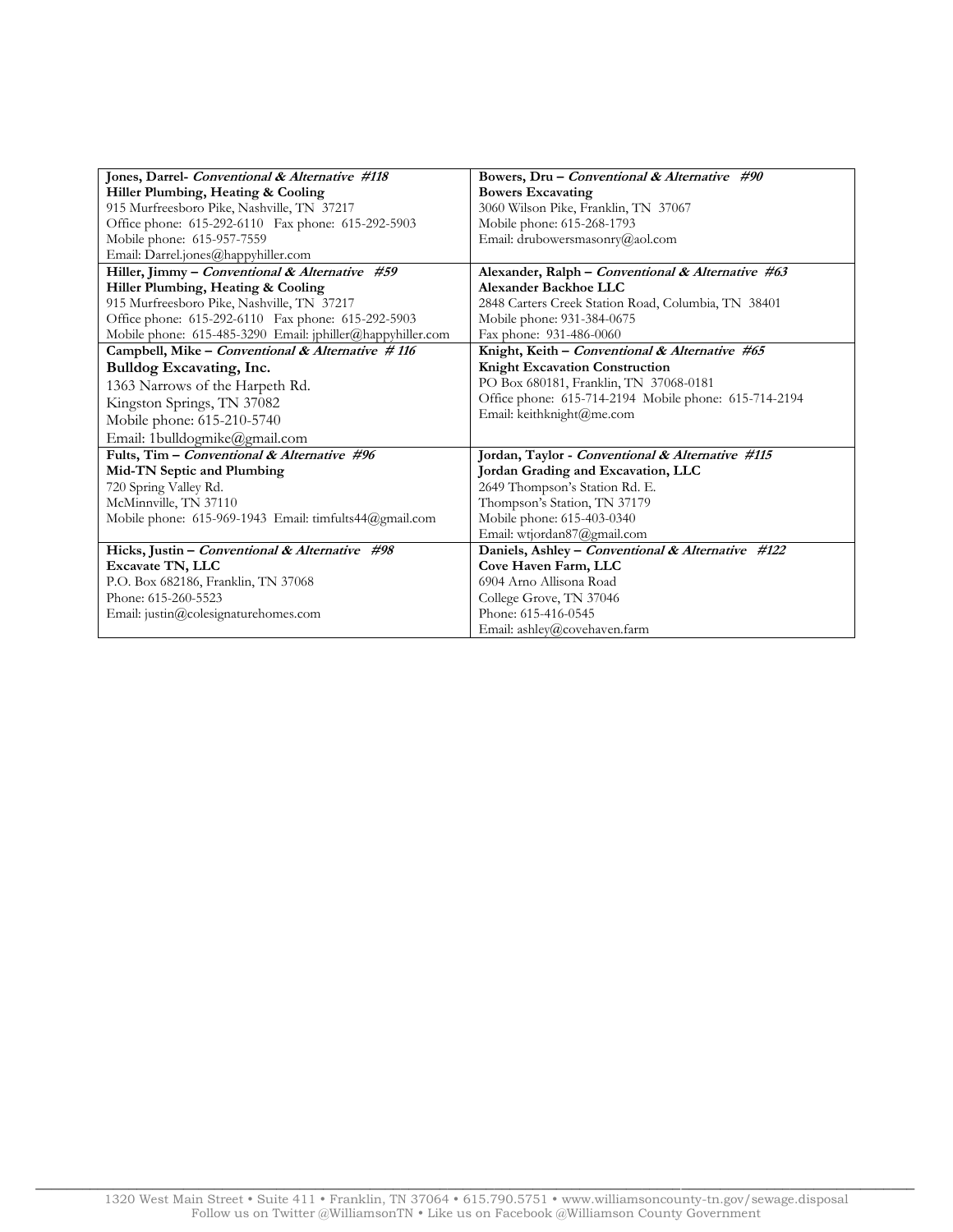| | |
|---|---|
| **Jones, Darrel- *Conventional & Alternative #118*** <br> **Hiller Plumbing, Heating & Cooling** <br> 915 Murfreesboro Pike, Nashville, TN 37217 <br> Office phone: 615-292-6110 Fax phone: 615-292-5903 <br> Mobile phone: 615-957-7559 <br> Email: Darrel.jones@happyhiller.com | **Bowers, Dru – *Conventional & Alternative #90*** <br> **Bowers Excavating** <br> 3060 Wilson Pike, Franklin, TN 37067 <br> Mobile phone: 615-268-1793 <br> Email: drubowersmasonry@aol.com |
| **Hiller, Jimmy – *Conventional & Alternative #59*** <br> **Hiller Plumbing, Heating & Cooling** <br> 915 Murfreesboro Pike, Nashville, TN 37217 <br> Office phone: 615-292-6110 Fax phone: 615-292-5903 <br> Mobile phone: 615-485-3290 Email: jphiller@happyhiller.com | **Alexander, Ralph – *Conventional & Alternative #63*** <br> **Alexander Backhoe LLC** <br> 2848 Carters Creek Station Road, Columbia, TN 38401 <br> Mobile phone: 931-384-0675 <br> Fax phone: 931-486-0060 |
| **Campbell, Mike – *Conventional & Alternative # 116*** <br> **Bulldog Excavating, Inc.** <br> 1363 Narrows of the Harpeth Rd. <br> Kingston Springs, TN 37082 <br> Mobile phone: 615-210-5740 <br> Email: 1bulldogmike@gmail.com | **Knight, Keith – *Conventional & Alternative #65*** <br> **Knight Excavation Construction** <br> PO Box 680181, Franklin, TN 37068-0181 <br> Office phone: 615-714-2194 Mobile phone: 615-714-2194 <br> Email: keithknight@me.com |
| **Fults, Tim – *Conventional & Alternative #96*** <br> **Mid-TN Septic and Plumbing** <br> 720 Spring Valley Rd. <br> McMinnville, TN 37110 <br> Mobile phone: 615-969-1943 Email: timfults44@gmail.com | **Jordan, Taylor - *Conventional & Alternative #115*** <br> **Jordan Grading and Excavation, LLC** <br> 2649 Thompson's Station Rd. E. <br> Thompson's Station, TN 37179 <br> Mobile phone: 615-403-0340 <br> Email: wtjordan87@gmail.com |
| **Hicks, Justin – *Conventional & Alternative #98*** <br> **Excavate TN, LLC** <br> P.O. Box 682186, Franklin, TN 37068 <br> Phone: 615-260-5523 <br> Email: justin@colesignaturehomes.com | **Daniels, Ashley – *Conventional & Alternative #122*** <br> **Cove Haven Farm, LLC** <br> 6904 Arno Allisona Road <br> College Grove, TN 37046 <br> Phone: 615-416-0545 <br> Email: ashley@covehaven.farm |

1320 West Main Street • Suite 411 • Franklin, TN 37064 • 615.790.5751 • www.williamsoncounty-tn.gov/sewage.disposal
Follow us on Twitter @WilliamsonTN • Like us on Facebook @Williamson County Government